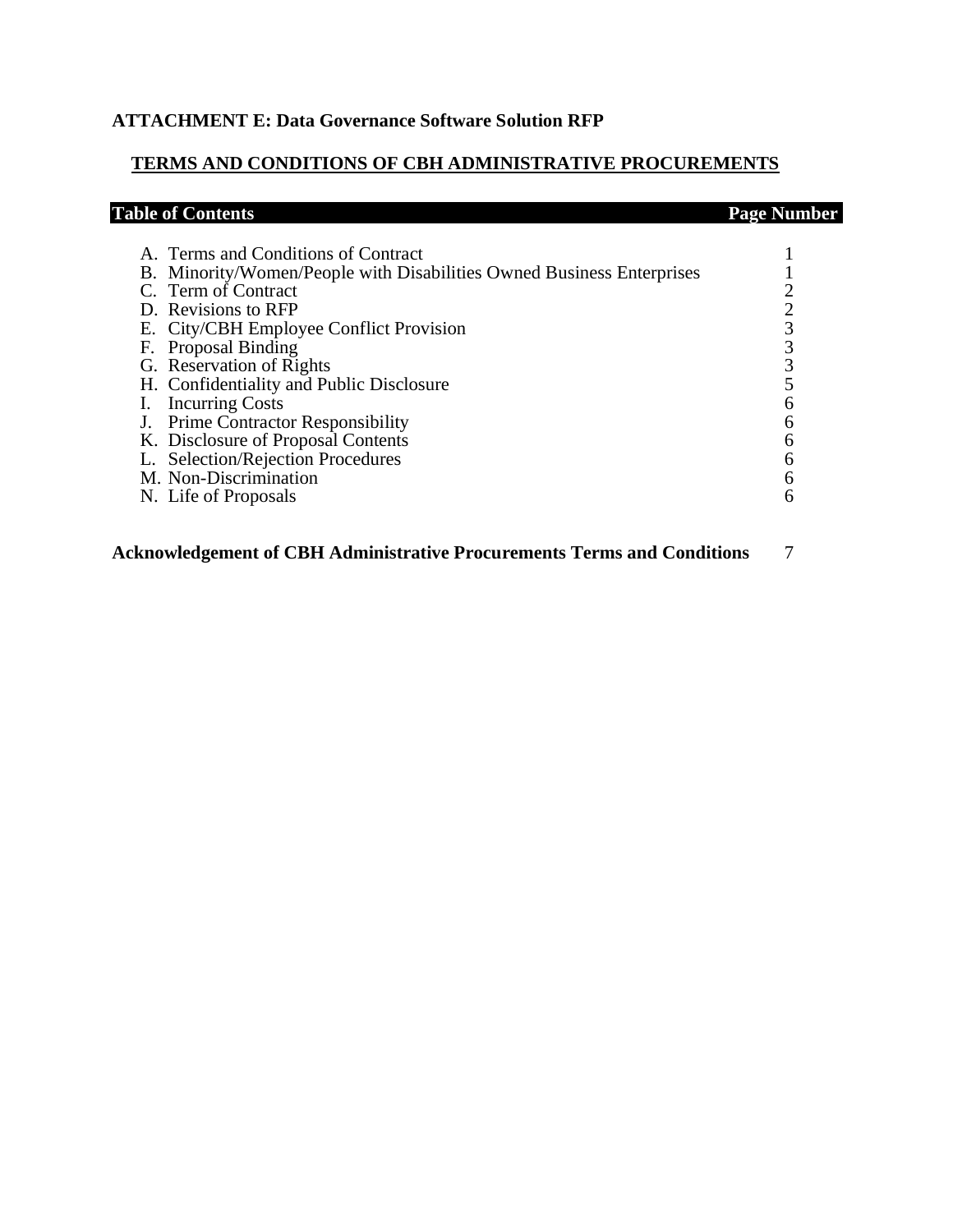**ATTACHMENT E: Data Governance Software Solution RFP**

## TERMS AND CONDITIONS OF CBH ADMINISTRATIVE PROCUREMENTS

| Table of Contents | Page Number |
| --- | --- |
| A. Terms and Conditions of Contract | 1 |
| B. Minority/Women/People with Disabilities Owned Business Enterprises | 1 |
| C. Term of Contract | 2 |
| D. Revisions to RFP | 2 |
| E. City/CBH Employee Conflict Provision | 3 |
| F. Proposal Binding | 3 |
| G. Reservation of Rights | 3 |
| H. Confidentiality and Public Disclosure | 5 |
| I. Incurring Costs | 6 |
| J. Prime Contractor Responsibility | 6 |
| K. Disclosure of Proposal Contents | 6 |
| L. Selection/Rejection Procedures | 6 |
| M. Non-Discrimination | 6 |
| N. Life of Proposals | 6 |
| **Acknowledgement of CBH Administrative Procurements Terms and Conditions** | 7 |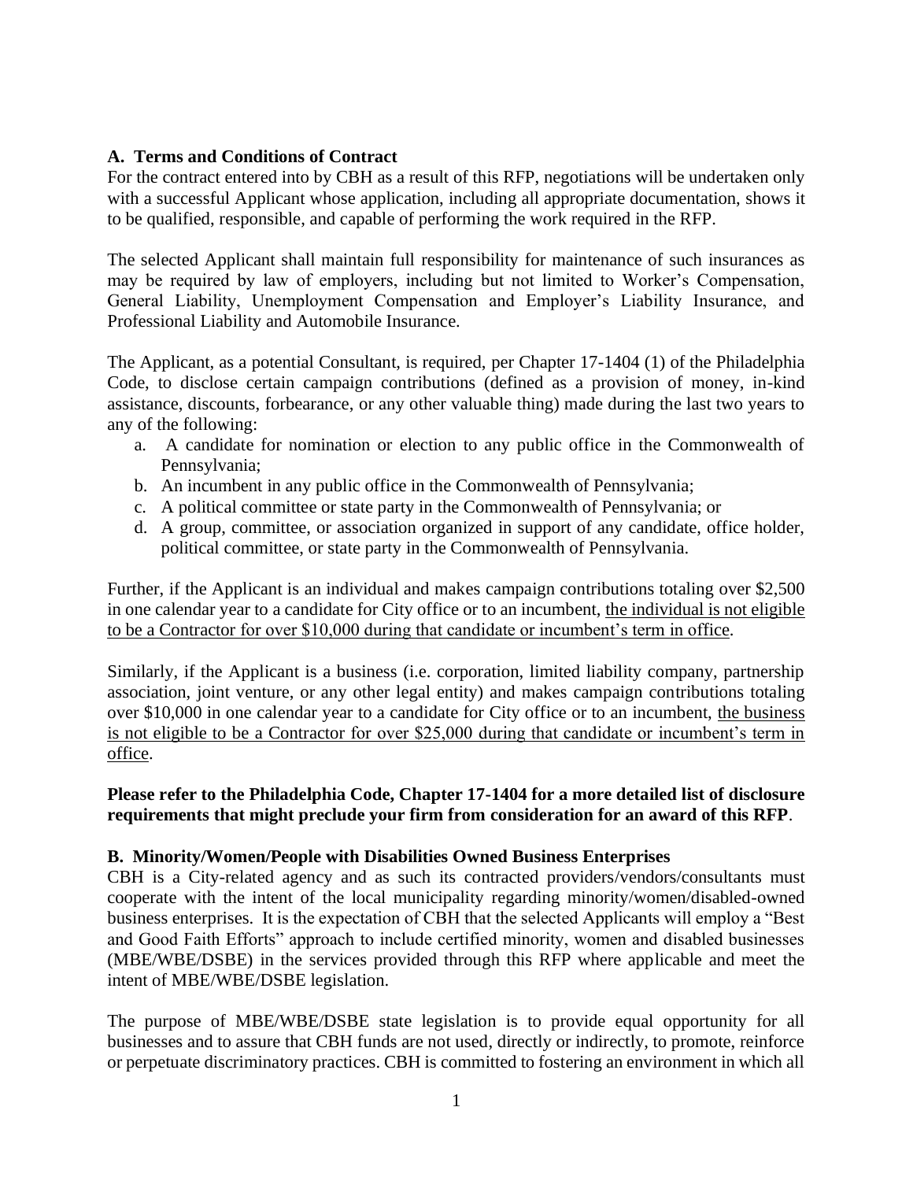### A. Terms and Conditions of Contract

For the contract entered into by CBH as a result of this RFP, negotiations will be undertaken only with a successful Applicant whose application, including all appropriate documentation, shows it to be qualified, responsible, and capable of performing the work required in the RFP.

The selected Applicant shall maintain full responsibility for maintenance of such insurances as may be required by law of employers, including but not limited to Worker's Compensation, General Liability, Unemployment Compensation and Employer's Liability Insurance, and Professional Liability and Automobile Insurance.

The Applicant, as a potential Consultant, is required, per Chapter 17-1404 (1) of the Philadelphia Code, to disclose certain campaign contributions (defined as a provision of money, in-kind assistance, discounts, forbearance, or any other valuable thing) made during the last two years to any of the following:

a. A candidate for nomination or election to any public office in the Commonwealth of Pennsylvania;
b. An incumbent in any public office in the Commonwealth of Pennsylvania;
c. A political committee or state party in the Commonwealth of Pennsylvania; or
d. A group, committee, or association organized in support of any candidate, office holder, political committee, or state party in the Commonwealth of Pennsylvania.

Further, if the Applicant is an individual and makes campaign contributions totaling over $2,500 in one calendar year to a candidate for City office or to an incumbent, <u>the individual is not eligible to be a Contractor for over $10,000 during that candidate or incumbent's term in office</u>.

Similarly, if the Applicant is a business (i.e. corporation, limited liability company, partnership association, joint venture, or any other legal entity) and makes campaign contributions totaling over $10,000 in one calendar year to a candidate for City office or to an incumbent, <u>the business is not eligible to be a Contractor for over $25,000 during that candidate or incumbent's term in office</u>.

**Please refer to the Philadelphia Code, Chapter 17-1404 for a more detailed list of disclosure requirements that might preclude your firm from consideration for an award of this RFP**.

### B. Minority/Women/People with Disabilities Owned Business Enterprises

CBH is a City-related agency and as such its contracted providers/vendors/consultants must cooperate with the intent of the local municipality regarding minority/women/disabled-owned business enterprises. It is the expectation of CBH that the selected Applicants will employ a "Best and Good Faith Efforts" approach to include certified minority, women and disabled businesses (MBE/WBE/DSBE) in the services provided through this RFP where applicable and meet the intent of MBE/WBE/DSBE legislation.

The purpose of MBE/WBE/DSBE state legislation is to provide equal opportunity for all businesses and to assure that CBH funds are not used, directly or indirectly, to promote, reinforce or perpetuate discriminatory practices. CBH is committed to fostering an environment in which all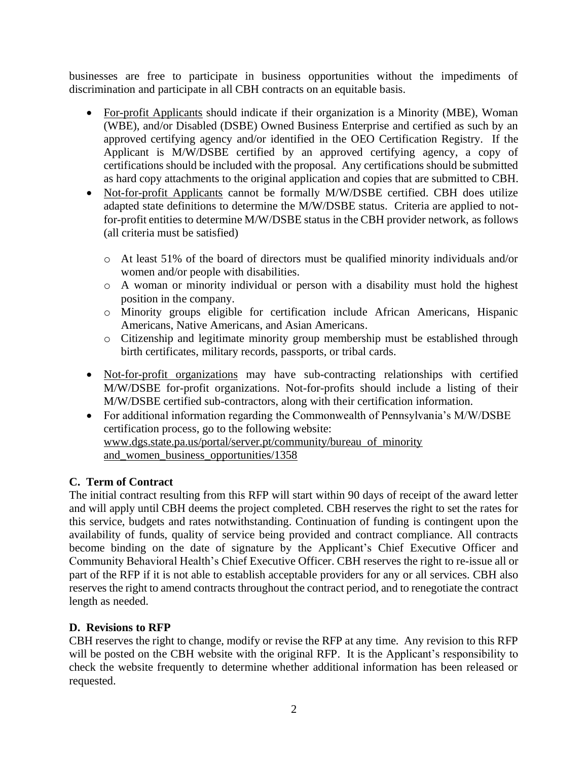businesses are free to participate in business opportunities without the impediments of discrimination and participate in all CBH contracts on an equitable basis.

- For-profit Applicants should indicate if their organization is a Minority (MBE), Woman (WBE), and/or Disabled (DSBE) Owned Business Enterprise and certified as such by an approved certifying agency and/or identified in the OEO Certification Registry. If the Applicant is M/W/DSBE certified by an approved certifying agency, a copy of certifications should be included with the proposal. Any certifications should be submitted as hard copy attachments to the original application and copies that are submitted to CBH.
- Not-for-profit Applicants cannot be formally M/W/DSBE certified. CBH does utilize adapted state definitions to determine the M/W/DSBE status. Criteria are applied to not-for-profit entities to determine M/W/DSBE status in the CBH provider network, as follows (all criteria must be satisfied)
  - At least 51% of the board of directors must be qualified minority individuals and/or women and/or people with disabilities.
  - A woman or minority individual or person with a disability must hold the highest position in the company.
  - Minority groups eligible for certification include African Americans, Hispanic Americans, Native Americans, and Asian Americans.
  - Citizenship and legitimate minority group membership must be established through birth certificates, military records, passports, or tribal cards.
- Not-for-profit organizations may have sub-contracting relationships with certified M/W/DSBE for-profit organizations. Not-for-profits should include a listing of their M/W/DSBE certified sub-contractors, along with their certification information.
- For additional information regarding the Commonwealth of Pennsylvania's M/W/DSBE certification process, go to the following website: www.dgs.state.pa.us/portal/server.pt/community/bureau_of_minority and_women_business_opportunities/1358

### C. Term of Contract

The initial contract resulting from this RFP will start within 90 days of receipt of the award letter and will apply until CBH deems the project completed. CBH reserves the right to set the rates for this service, budgets and rates notwithstanding. Continuation of funding is contingent upon the availability of funds, quality of service being provided and contract compliance. All contracts become binding on the date of signature by the Applicant's Chief Executive Officer and Community Behavioral Health's Chief Executive Officer. CBH reserves the right to re-issue all or part of the RFP if it is not able to establish acceptable providers for any or all services. CBH also reserves the right to amend contracts throughout the contract period, and to renegotiate the contract length as needed.

### D. Revisions to RFP

CBH reserves the right to change, modify or revise the RFP at any time. Any revision to this RFP will be posted on the CBH website with the original RFP. It is the Applicant's responsibility to check the website frequently to determine whether additional information has been released or requested.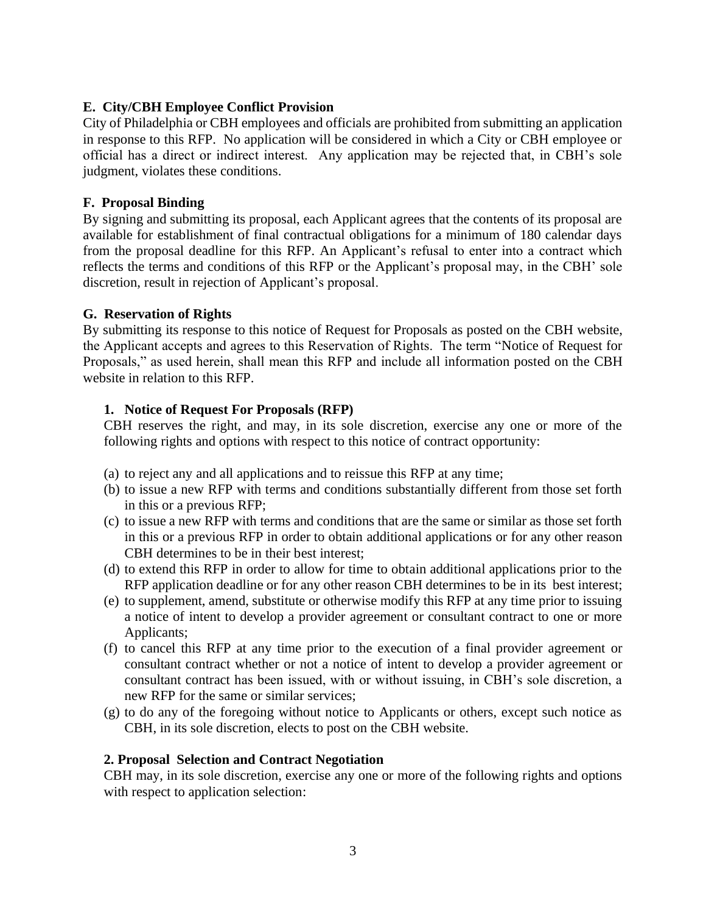### E. City/CBH Employee Conflict Provision

City of Philadelphia or CBH employees and officials are prohibited from submitting an application in response to this RFP. No application will be considered in which a City or CBH employee or official has a direct or indirect interest. Any application may be rejected that, in CBH's sole judgment, violates these conditions.

### F. Proposal Binding

By signing and submitting its proposal, each Applicant agrees that the contents of its proposal are available for establishment of final contractual obligations for a minimum of 180 calendar days from the proposal deadline for this RFP. An Applicant's refusal to enter into a contract which reflects the terms and conditions of this RFP or the Applicant's proposal may, in the CBH' sole discretion, result in rejection of Applicant's proposal.

### G. Reservation of Rights

By submitting its response to this notice of Request for Proposals as posted on the CBH website, the Applicant accepts and agrees to this Reservation of Rights. The term "Notice of Request for Proposals," as used herein, shall mean this RFP and include all information posted on the CBH website in relation to this RFP.

#### 1. Notice of Request For Proposals (RFP)

CBH reserves the right, and may, in its sole discretion, exercise any one or more of the following rights and options with respect to this notice of contract opportunity:

(a) to reject any and all applications and to reissue this RFP at any time;
(b) to issue a new RFP with terms and conditions substantially different from those set forth in this or a previous RFP;
(c) to issue a new RFP with terms and conditions that are the same or similar as those set forth in this or a previous RFP in order to obtain additional applications or for any other reason CBH determines to be in their best interest;
(d) to extend this RFP in order to allow for time to obtain additional applications prior to the RFP application deadline or for any other reason CBH determines to be in its best interest;
(e) to supplement, amend, substitute or otherwise modify this RFP at any time prior to issuing a notice of intent to develop a provider agreement or consultant contract to one or more Applicants;
(f) to cancel this RFP at any time prior to the execution of a final provider agreement or consultant contract whether or not a notice of intent to develop a provider agreement or consultant contract has been issued, with or without issuing, in CBH's sole discretion, a new RFP for the same or similar services;
(g) to do any of the foregoing without notice to Applicants or others, except such notice as CBH, in its sole discretion, elects to post on the CBH website.

#### 2. Proposal Selection and Contract Negotiation

CBH may, in its sole discretion, exercise any one or more of the following rights and options with respect to application selection: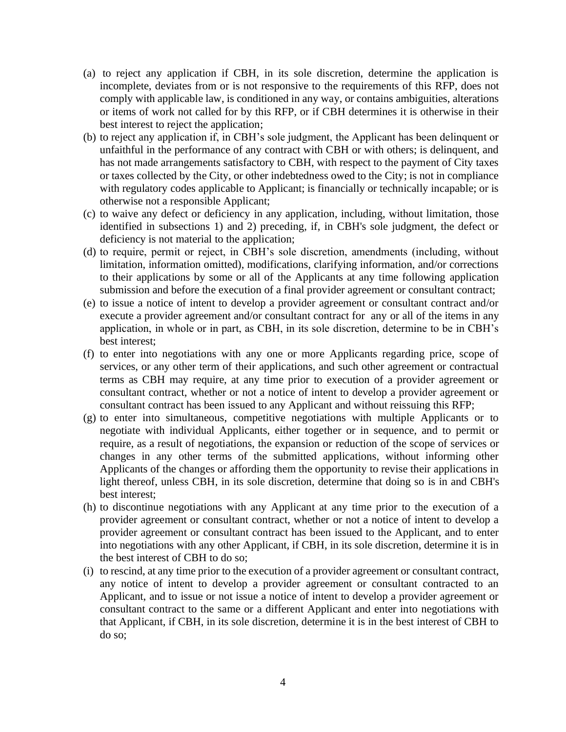(a) to reject any application if CBH, in its sole discretion, determine the application is incomplete, deviates from or is not responsive to the requirements of this RFP, does not comply with applicable law, is conditioned in any way, or contains ambiguities, alterations or items of work not called for by this RFP, or if CBH determines it is otherwise in their best interest to reject the application;

(b) to reject any application if, in CBH's sole judgment, the Applicant has been delinquent or unfaithful in the performance of any contract with CBH or with others; is delinquent, and has not made arrangements satisfactory to CBH, with respect to the payment of City taxes or taxes collected by the City, or other indebtedness owed to the City; is not in compliance with regulatory codes applicable to Applicant; is financially or technically incapable; or is otherwise not a responsible Applicant;

(c) to waive any defect or deficiency in any application, including, without limitation, those identified in subsections 1) and 2) preceding, if, in CBH's sole judgment, the defect or deficiency is not material to the application;

(d) to require, permit or reject, in CBH's sole discretion, amendments (including, without limitation, information omitted), modifications, clarifying information, and/or corrections to their applications by some or all of the Applicants at any time following application submission and before the execution of a final provider agreement or consultant contract;

(e) to issue a notice of intent to develop a provider agreement or consultant contract and/or execute a provider agreement and/or consultant contract for any or all of the items in any application, in whole or in part, as CBH, in its sole discretion, determine to be in CBH's best interest;

(f) to enter into negotiations with any one or more Applicants regarding price, scope of services, or any other term of their applications, and such other agreement or contractual terms as CBH may require, at any time prior to execution of a provider agreement or consultant contract, whether or not a notice of intent to develop a provider agreement or consultant contract has been issued to any Applicant and without reissuing this RFP;

(g) to enter into simultaneous, competitive negotiations with multiple Applicants or to negotiate with individual Applicants, either together or in sequence, and to permit or require, as a result of negotiations, the expansion or reduction of the scope of services or changes in any other terms of the submitted applications, without informing other Applicants of the changes or affording them the opportunity to revise their applications in light thereof, unless CBH, in its sole discretion, determine that doing so is in and CBH's best interest;

(h) to discontinue negotiations with any Applicant at any time prior to the execution of a provider agreement or consultant contract, whether or not a notice of intent to develop a provider agreement or consultant contract has been issued to the Applicant, and to enter into negotiations with any other Applicant, if CBH, in its sole discretion, determine it is in the best interest of CBH to do so;

(i) to rescind, at any time prior to the execution of a provider agreement or consultant contract, any notice of intent to develop a provider agreement or consultant contracted to an Applicant, and to issue or not issue a notice of intent to develop a provider agreement or consultant contract to the same or a different Applicant and enter into negotiations with that Applicant, if CBH, in its sole discretion, determine it is in the best interest of CBH to do so;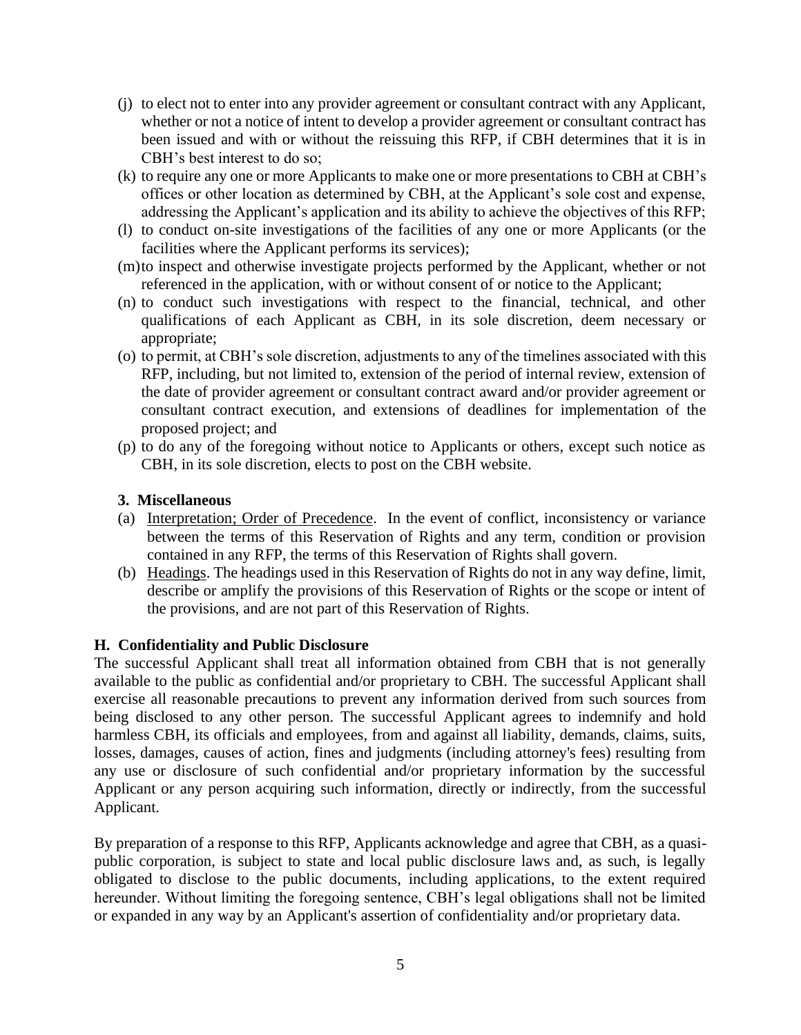(j) to elect not to enter into any provider agreement or consultant contract with any Applicant, whether or not a notice of intent to develop a provider agreement or consultant contract has been issued and with or without the reissuing this RFP, if CBH determines that it is in CBH's best interest to do so;

(k) to require any one or more Applicants to make one or more presentations to CBH at CBH's offices or other location as determined by CBH, at the Applicant's sole cost and expense, addressing the Applicant's application and its ability to achieve the objectives of this RFP;

(l) to conduct on-site investigations of the facilities of any one or more Applicants (or the facilities where the Applicant performs its services);

(m) to inspect and otherwise investigate projects performed by the Applicant, whether or not referenced in the application, with or without consent of or notice to the Applicant;

(n) to conduct such investigations with respect to the financial, technical, and other qualifications of each Applicant as CBH, in its sole discretion, deem necessary or appropriate;

(o) to permit, at CBH's sole discretion, adjustments to any of the timelines associated with this RFP, including, but not limited to, extension of the period of internal review, extension of the date of provider agreement or consultant contract award and/or provider agreement or consultant contract execution, and extensions of deadlines for implementation of the proposed project; and

(p) to do any of the foregoing without notice to Applicants or others, except such notice as CBH, in its sole discretion, elects to post on the CBH website.

### 3. Miscellaneous

(a) Interpretation; Order of Precedence. In the event of conflict, inconsistency or variance between the terms of this Reservation of Rights and any term, condition or provision contained in any RFP, the terms of this Reservation of Rights shall govern.

(b) Headings. The headings used in this Reservation of Rights do not in any way define, limit, describe or amplify the provisions of this Reservation of Rights or the scope or intent of the provisions, and are not part of this Reservation of Rights.

## H. Confidentiality and Public Disclosure

The successful Applicant shall treat all information obtained from CBH that is not generally available to the public as confidential and/or proprietary to CBH. The successful Applicant shall exercise all reasonable precautions to prevent any information derived from such sources from being disclosed to any other person. The successful Applicant agrees to indemnify and hold harmless CBH, its officials and employees, from and against all liability, demands, claims, suits, losses, damages, causes of action, fines and judgments (including attorney's fees) resulting from any use or disclosure of such confidential and/or proprietary information by the successful Applicant or any person acquiring such information, directly or indirectly, from the successful Applicant.

By preparation of a response to this RFP, Applicants acknowledge and agree that CBH, as a quasi-public corporation, is subject to state and local public disclosure laws and, as such, is legally obligated to disclose to the public documents, including applications, to the extent required hereunder. Without limiting the foregoing sentence, CBH's legal obligations shall not be limited or expanded in any way by an Applicant's assertion of confidentiality and/or proprietary data.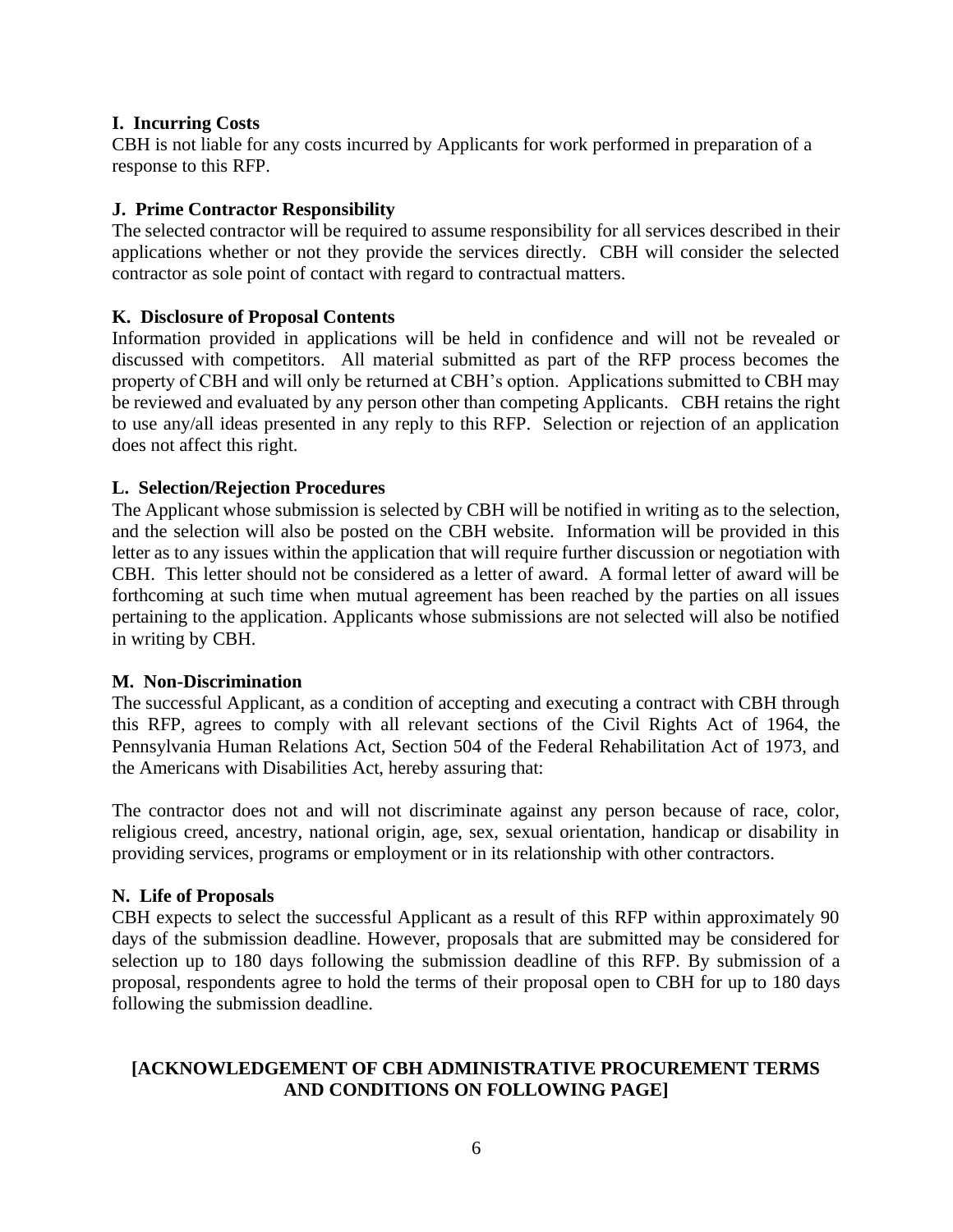### I. Incurring Costs

CBH is not liable for any costs incurred by Applicants for work performed in preparation of a response to this RFP.

### J. Prime Contractor Responsibility

The selected contractor will be required to assume responsibility for all services described in their applications whether or not they provide the services directly. CBH will consider the selected contractor as sole point of contact with regard to contractual matters.

### K. Disclosure of Proposal Contents

Information provided in applications will be held in confidence and will not be revealed or discussed with competitors. All material submitted as part of the RFP process becomes the property of CBH and will only be returned at CBH's option. Applications submitted to CBH may be reviewed and evaluated by any person other than competing Applicants. CBH retains the right to use any/all ideas presented in any reply to this RFP. Selection or rejection of an application does not affect this right.

### L. Selection/Rejection Procedures

The Applicant whose submission is selected by CBH will be notified in writing as to the selection, and the selection will also be posted on the CBH website. Information will be provided in this letter as to any issues within the application that will require further discussion or negotiation with CBH. This letter should not be considered as a letter of award. A formal letter of award will be forthcoming at such time when mutual agreement has been reached by the parties on all issues pertaining to the application. Applicants whose submissions are not selected will also be notified in writing by CBH.

### M. Non-Discrimination

The successful Applicant, as a condition of accepting and executing a contract with CBH through this RFP, agrees to comply with all relevant sections of the Civil Rights Act of 1964, the Pennsylvania Human Relations Act, Section 504 of the Federal Rehabilitation Act of 1973, and the Americans with Disabilities Act, hereby assuring that:

The contractor does not and will not discriminate against any person because of race, color, religious creed, ancestry, national origin, age, sex, sexual orientation, handicap or disability in providing services, programs or employment or in its relationship with other contractors.

### N. Life of Proposals

CBH expects to select the successful Applicant as a result of this RFP within approximately 90 days of the submission deadline. However, proposals that are submitted may be considered for selection up to 180 days following the submission deadline of this RFP. By submission of a proposal, respondents agree to hold the terms of their proposal open to CBH for up to 180 days following the submission deadline.

**[ACKNOWLEDGEMENT OF CBH ADMINISTRATIVE PROCUREMENT TERMS AND CONDITIONS ON FOLLOWING PAGE]**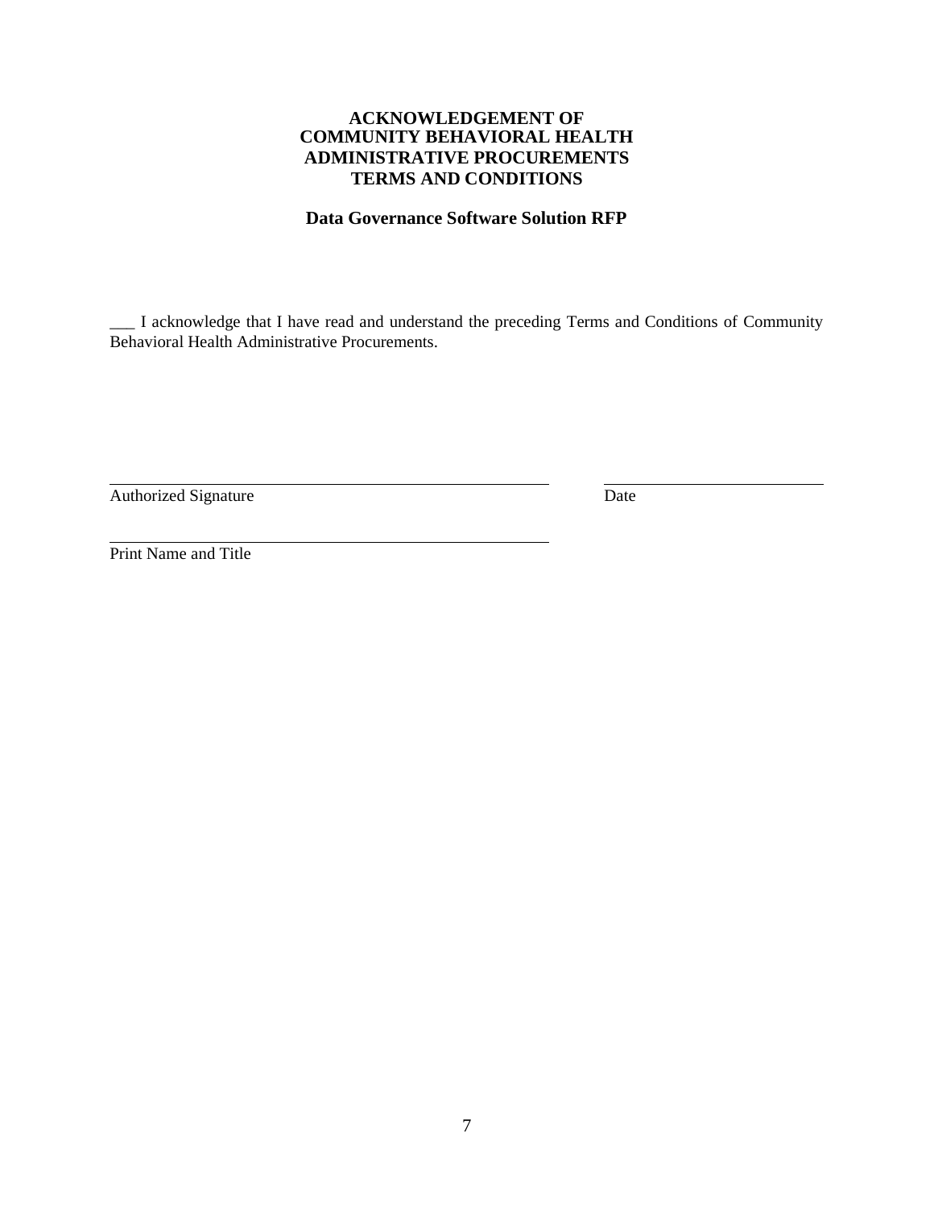# ACKNOWLEDGEMENT OF COMMUNITY BEHAVIORAL HEALTH ADMINISTRATIVE PROCUREMENTS TERMS AND CONDITIONS

## Data Governance Software Solution RFP

___ I acknowledge that I have read and understand the preceding Terms and Conditions of Community Behavioral Health Administrative Procurements.

______________________________________________ ______________________

Authorized Signature Date

______________________________________________

Print Name and Title